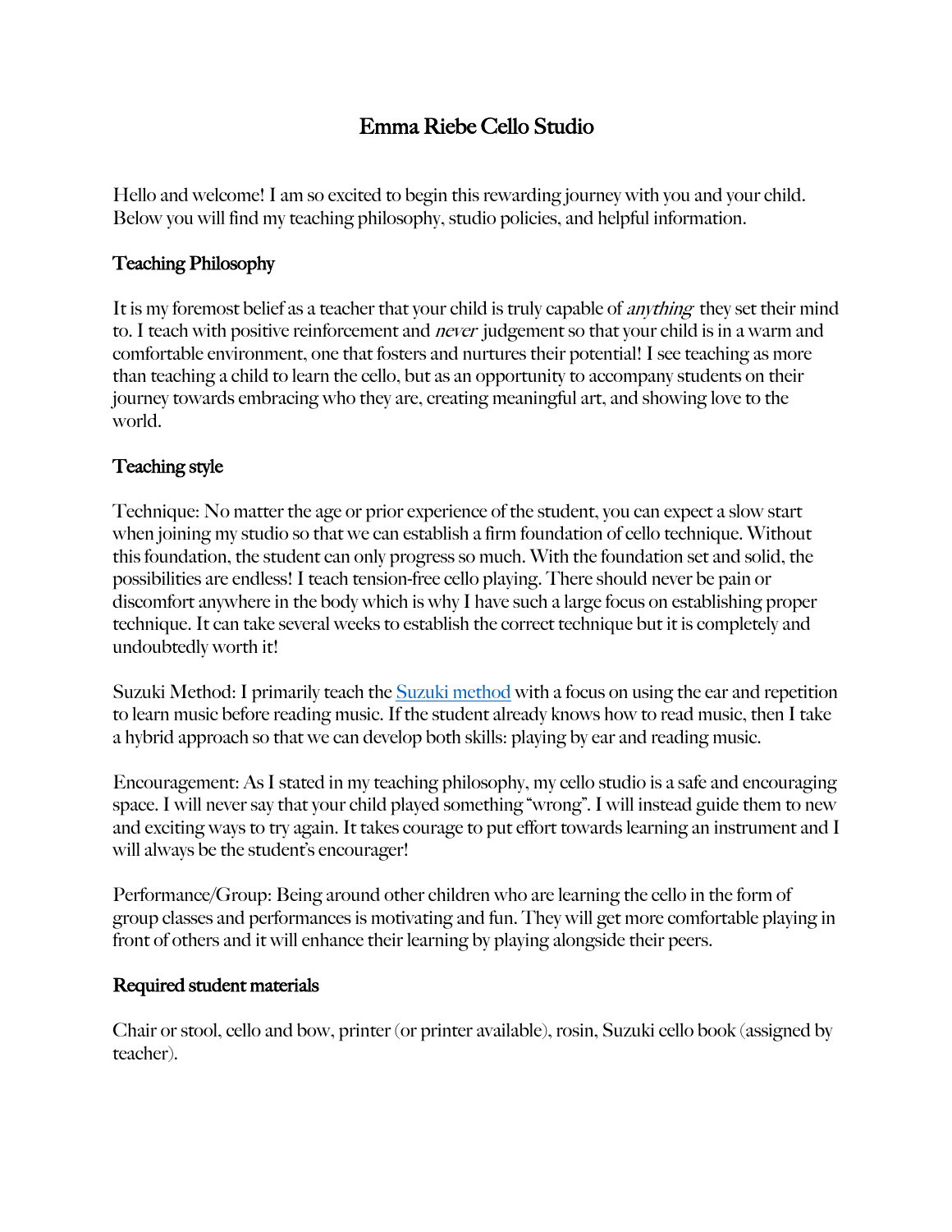# Emma Riebe Cello Studio

Hello and welcome! I am so excited to begin this rewarding journey with you and your child. Below you will find my teaching philosophy, studio policies, and helpful information.

## Teaching Philosophy

It is my foremost belief as a teacher that your child is truly capable of *anything* they set their mind to. I teach with positive reinforcement and *never* judgement so that your child is in a warm and comfortable environment, one that fosters and nurtures their potential! I see teaching as more than teaching a child to learn the cello, but as an opportunity to accompany students on their journey towards embracing who they are, creating meaningful art, and showing love to the world.

## Teaching style

Technique: No matter the age or prior experience of the student, you can expect a slow start when joining my studio so that we can establish a firm foundation of cello technique. Without this foundation, the student can only progress so much. With the foundation set and solid, the possibilities are endless! I teach tension-free cello playing. There should never be pain or discomfort anywhere in the body which is why I have such a large focus on establishing proper technique. It can take several weeks to establish the correct technique but it is completely and undoubtedly worth it!

Suzuki Method: I primarily teach the [Suzuki method](#) with a focus on using the ear and repetition to learn music before reading music. If the student already knows how to read music, then I take a hybrid approach so that we can develop both skills: playing by ear and reading music.

Encouragement: As I stated in my teaching philosophy, my cello studio is a safe and encouraging space. I will never say that your child played something "wrong". I will instead guide them to new and exciting ways to try again. It takes courage to put effort towards learning an instrument and I will always be the student's encourager!

Performance/Group: Being around other children who are learning the cello in the form of group classes and performances is motivating and fun. They will get more comfortable playing in front of others and it will enhance their learning by playing alongside their peers.

## Required student materials

Chair or stool, cello and bow, printer (or printer available), rosin, Suzuki cello book (assigned by teacher).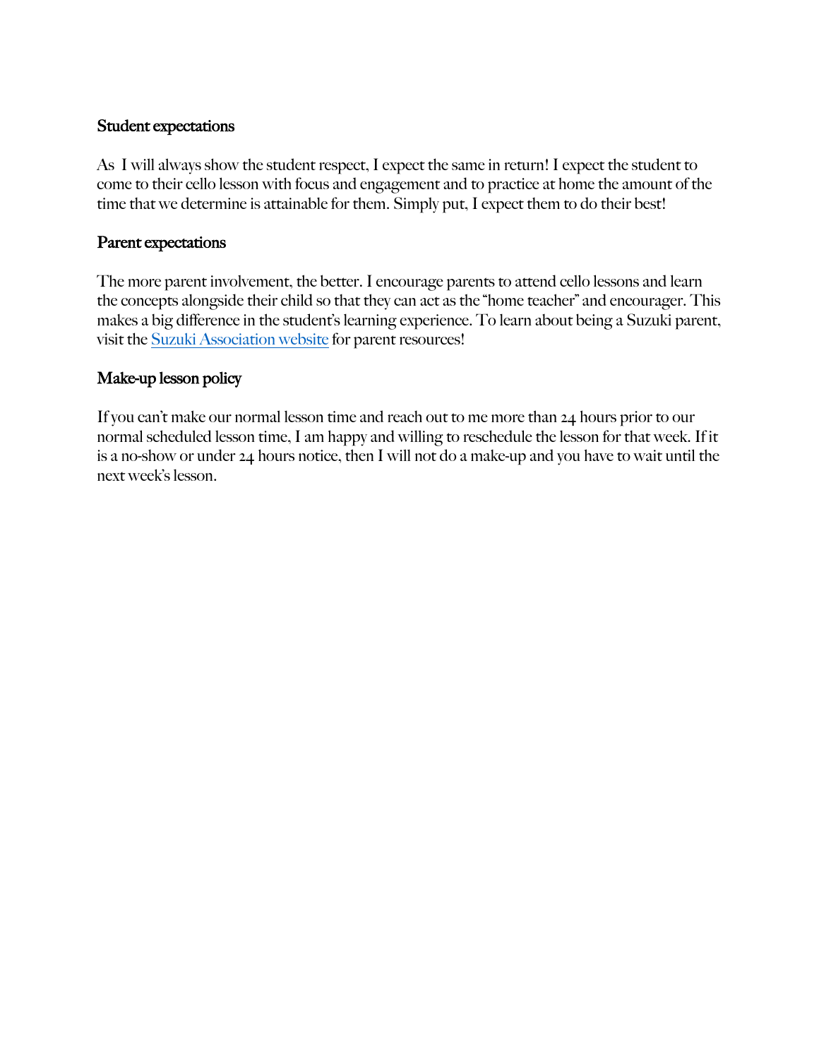## Student expectations

As I will always show the student respect, I expect the same in return! I expect the student to come to their cello lesson with focus and engagement and to practice at home the amount of the time that we determine is attainable for them. Simply put, I expect them to do their best!

## Parent expectations

The more parent involvement, the better. I encourage parents to attend cello lessons and learn the concepts alongside their child so that they can act as the "home teacher" and encourager. This makes a big difference in the student's learning experience. To learn about being a Suzuki parent, visit the Suzuki Association website for parent resources!

## Make-up lesson policy

If you can't make our normal lesson time and reach out to me more than 24 hours prior to our normal scheduled lesson time, I am happy and willing to reschedule the lesson for that week. If it is a no-show or under 24 hours notice, then I will not do a make-up and you have to wait until the next week's lesson.